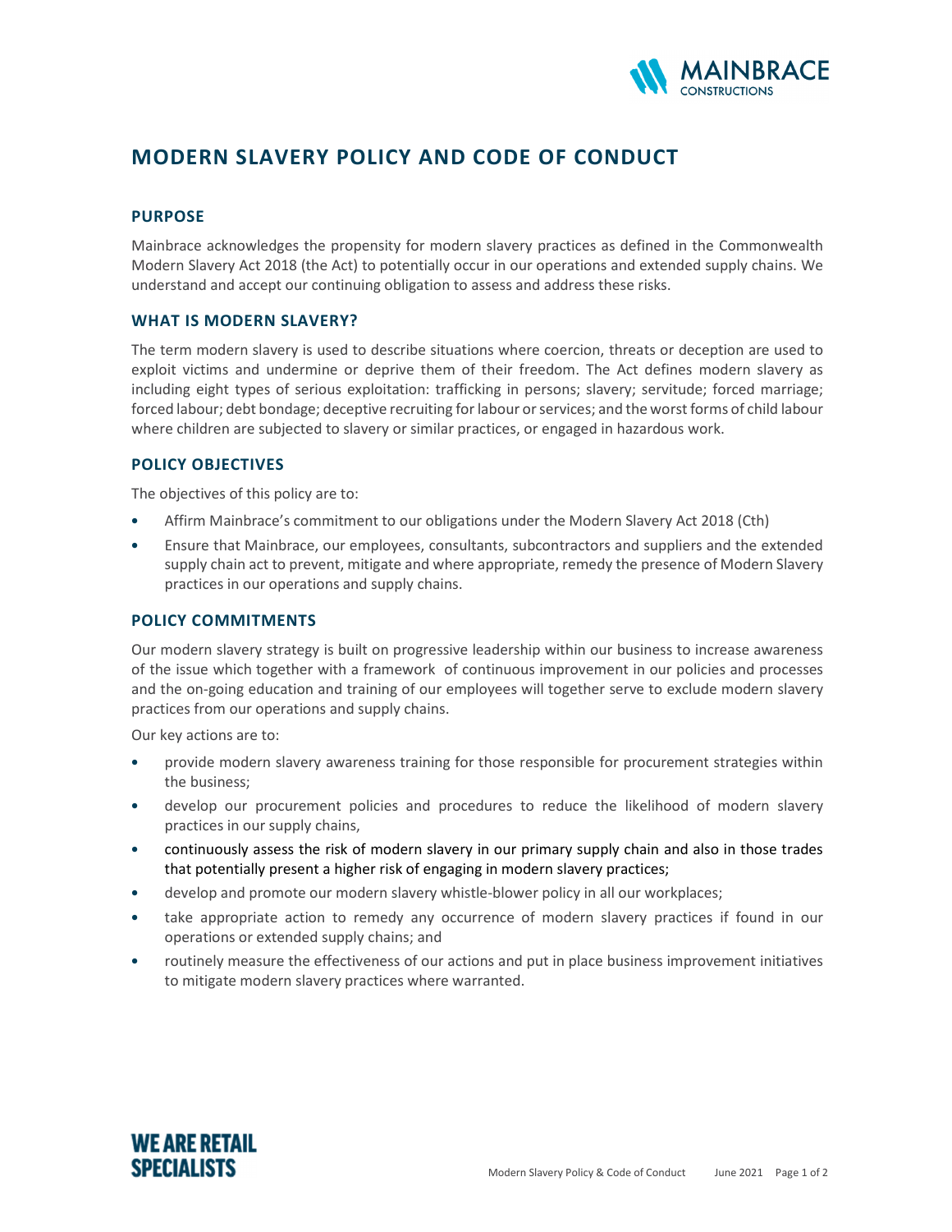# MODERN SLAVERY POLICY AND CODE OF CONDUCT

## PURPOSE

Mainbrace acknowledges the propensity for modern slavery practices as defined in the Commonwealth Modern Slavery Act 2018 (the Act) to potentially occur in our operations and extended supply chains. We understand and accept our continuing obligation to assess and address these risks.

## WHAT IS MODERN SLAVERY?

The term modern slavery is used to describe situations where coercion, threats or deception are used to exploit victims and undermine or deprive them of their freedom. The Act defines modern slavery as including eight types of serious exploitation: trafficking in persons; slavery; servitude; forced marriage; forced labour; debt bondage; deceptive recruiting for labour or services; and the worst forms of child labour where children are subjected to slavery or similar practices, or engaged in hazardous work.

## POLICY OBJECTIVES

The objectives of this policy are to:

- Affirm Mainbrace's commitment to our obligations under the Modern Slavery Act 2018 (Cth)
- Ensure that Mainbrace, our employees, consultants, subcontractors and suppliers and the extended supply chain act to prevent, mitigate and where appropriate, remedy the presence of Modern Slavery practices in our operations and supply chains.

## POLICY COMMITMENTS

Our modern slavery strategy is built on progressive leadership within our business to increase awareness of the issue which together with a framework of continuous improvement in our policies and processes and the on-going education and training of our employees will together serve to exclude modern slavery practices from our operations and supply chains.

Our key actions are to:

- provide modern slavery awareness training for those responsible for procurement strategies within the business;
- develop our procurement policies and procedures to reduce the likelihood of modern slavery practices in our supply chains,
- continuously assess the risk of modern slavery in our primary supply chain and also in those trades that potentially present a higher risk of engaging in modern slavery practices;
- develop and promote our modern slavery whistle-blower policy in all our workplaces;
- take appropriate action to remedy any occurrence of modern slavery practices if found in our operations or extended supply chains; and
- routinely measure the effectiveness of our actions and put in place business improvement initiatives to mitigate modern slavery practices where warranted.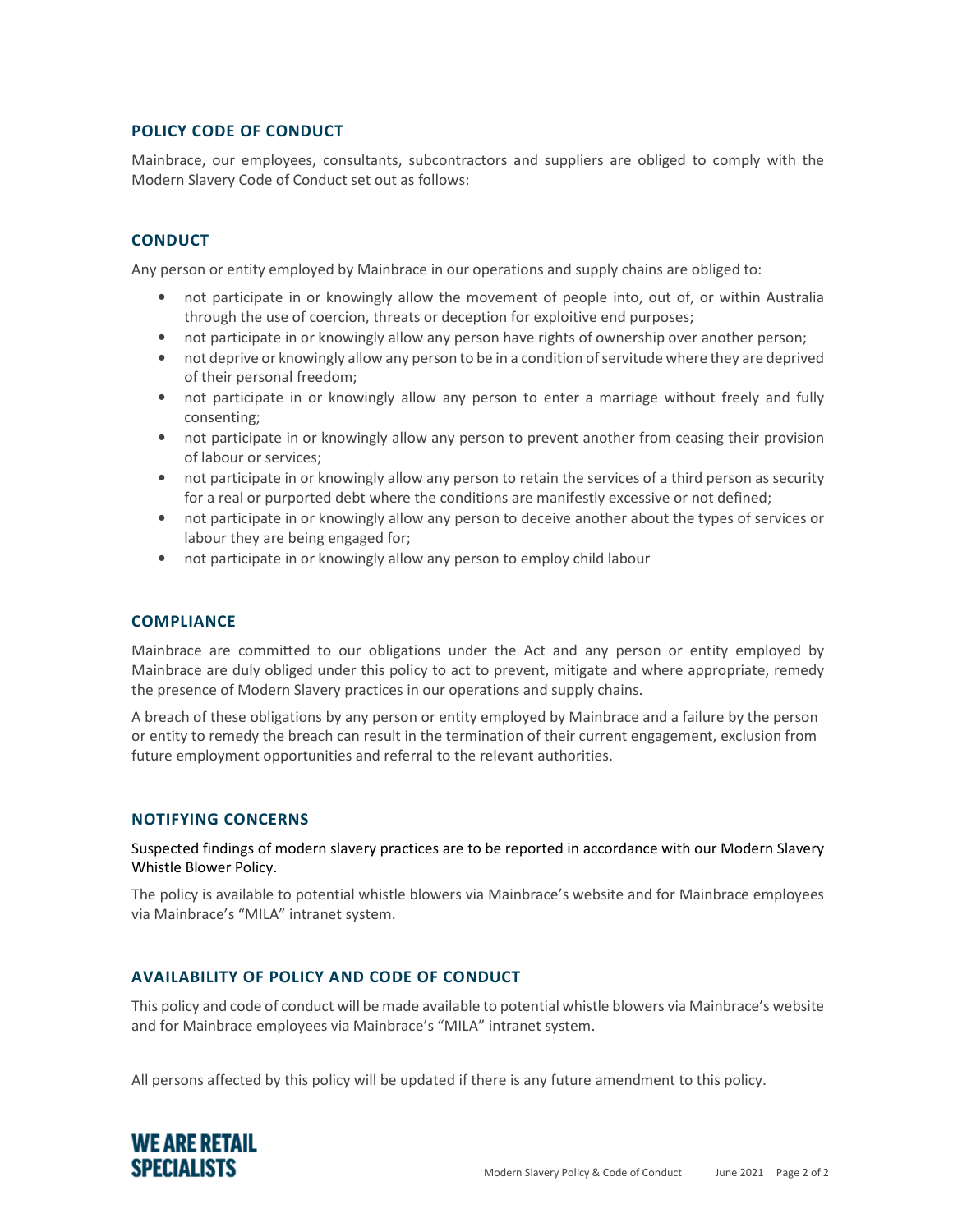## POLICY CODE OF CONDUCT

Mainbrace, our employees, consultants, subcontractors and suppliers are obliged to comply with the Modern Slavery Code of Conduct set out as follows:

## CONDUCT

Any person or entity employed by Mainbrace in our operations and supply chains are obliged to:

- not participate in or knowingly allow the movement of people into, out of, or within Australia through the use of coercion, threats or deception for exploitive end purposes;
- not participate in or knowingly allow any person have rights of ownership over another person;
- not deprive or knowingly allow any person to be in a condition of servitude where they are deprived of their personal freedom;
- not participate in or knowingly allow any person to enter a marriage without freely and fully consenting;
- not participate in or knowingly allow any person to prevent another from ceasing their provision of labour or services;
- not participate in or knowingly allow any person to retain the services of a third person as security for a real or purported debt where the conditions are manifestly excessive or not defined;
- not participate in or knowingly allow any person to deceive another about the types of services or labour they are being engaged for;
- not participate in or knowingly allow any person to employ child labour

## COMPLIANCE

Mainbrace are committed to our obligations under the Act and any person or entity employed by Mainbrace are duly obliged under this policy to act to prevent, mitigate and where appropriate, remedy the presence of Modern Slavery practices in our operations and supply chains.

A breach of these obligations by any person or entity employed by Mainbrace and a failure by the person or entity to remedy the breach can result in the termination of their current engagement, exclusion from future employment opportunities and referral to the relevant authorities.

## NOTIFYING CONCERNS

Suspected findings of modern slavery practices are to be reported in accordance with our Modern Slavery Whistle Blower Policy.

The policy is available to potential whistle blowers via Mainbrace's website and for Mainbrace employees via Mainbrace's "MILA" intranet system.

## AVAILABILITY OF POLICY AND CODE OF CONDUCT

This policy and code of conduct will be made available to potential whistle blowers via Mainbrace's website and for Mainbrace employees via Mainbrace's "MILA" intranet system.

All persons affected by this policy will be updated if there is any future amendment to this policy.

**WE ARE RETAIL SPECIALISTS**